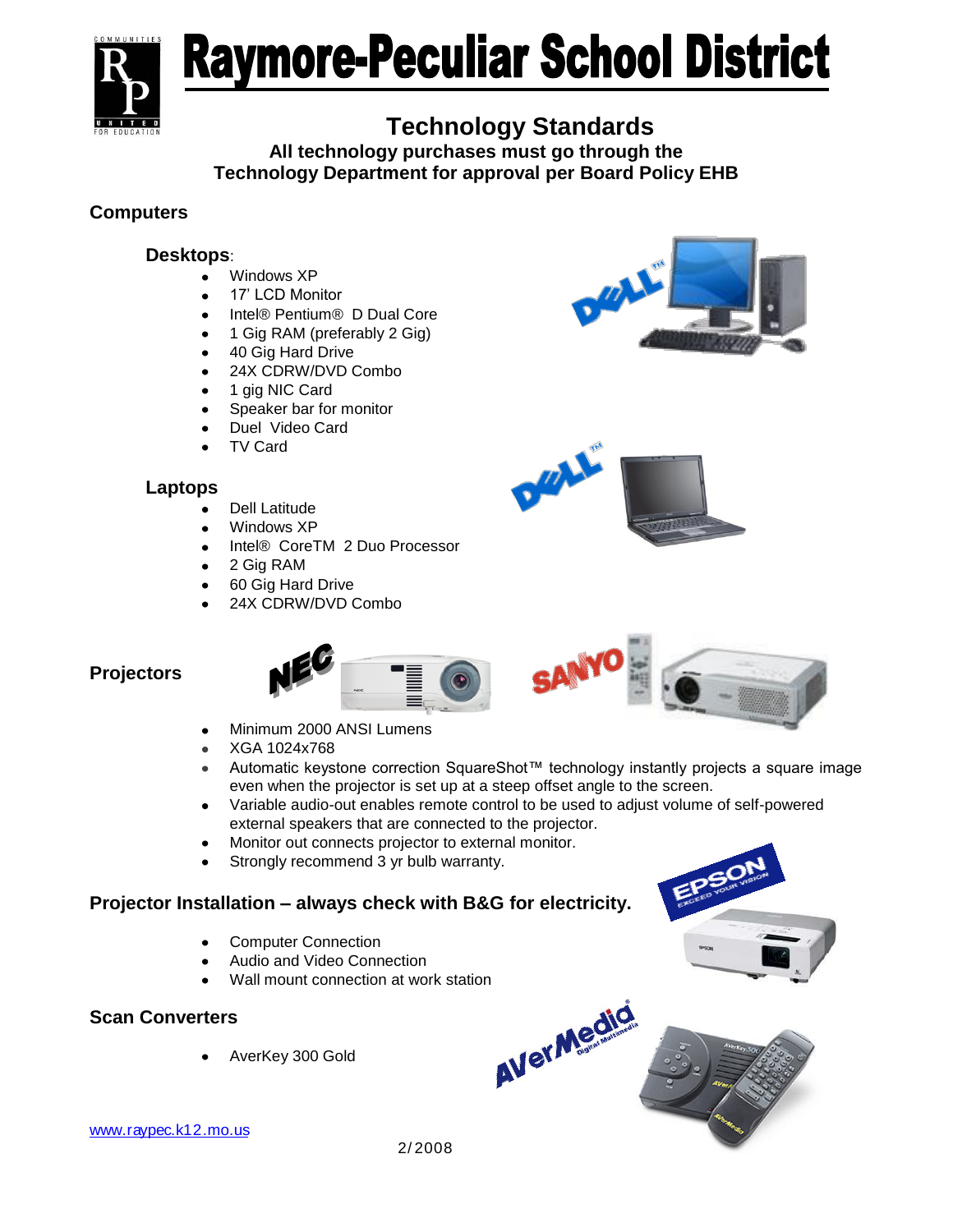# Raymore-Peculiar School District

## Technology Standards

**All technology purchases must go through the Technology Department for approval per Board Policy EHB**

### Computers

**Desktops**:

- Windows XP
- 17' LCD Monitor
- Intel® Pentium® D Dual Core
- 1 Gig RAM (preferably 2 Gig)
- 40 Gig Hard Drive
- 24X CDRW/DVD Combo
- 1 gig NIC Card
- Speaker bar for monitor
- Duel Video Card
- TV Card

**Laptops**

- Dell Latitude
- Windows XP
- Intel® CoreTM 2 Duo Processor
- 2 Gig RAM
- 60 Gig Hard Drive
- 24X CDRW/DVD Combo

### Projectors

- Minimum 2000 ANSI Lumens
- XGA 1024x768
- Automatic keystone correction SquareShot™ technology instantly projects a square image even when the projector is set up at a steep offset angle to the screen.
- Variable audio-out enables remote control to be used to adjust volume of self-powered external speakers that are connected to the projector.
- Monitor out connects projector to external monitor.
- Strongly recommend 3 yr bulb warranty.

### Projector Installation – always check with B&G for electricity.

- Computer Connection
- Audio and Video Connection
- Wall mount connection at work station

### Scan Converters

- AverKey 300 Gold

www.raypec.k12.mo.us

2/2008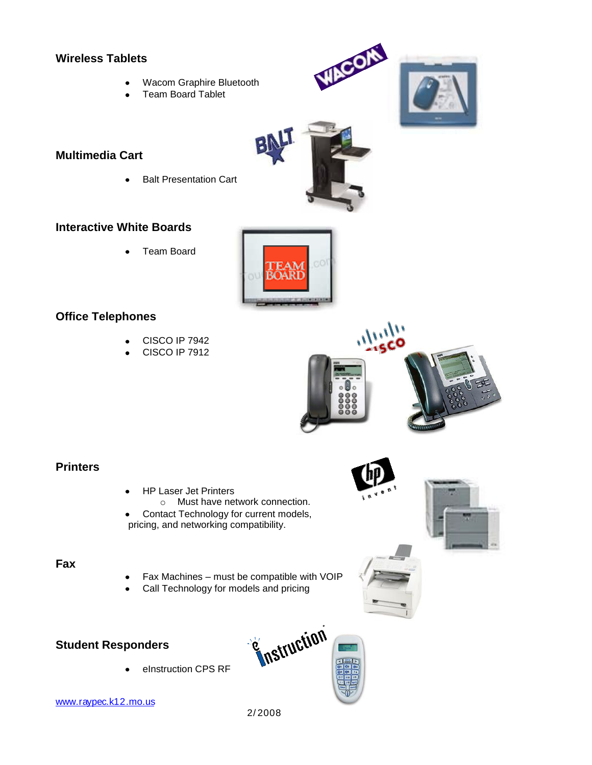## Wireless Tablets

- Wacom Graphire Bluetooth
- Team Board Tablet

## Multimedia Cart

- Balt Presentation Cart

## Interactive White Boards

- Team Board

## Office Telephones

- CISCO IP 7942
- CISCO IP 7912

## Printers

- HP Laser Jet Printers
  - Must have network connection.
- Contact Technology for current models, pricing, and networking compatibility.

## Fax

- Fax Machines – must be compatible with VOIP
- Call Technology for models and pricing

## Student Responders

- eInstruction CPS RF

www.raypec.k12.mo.us

2/2008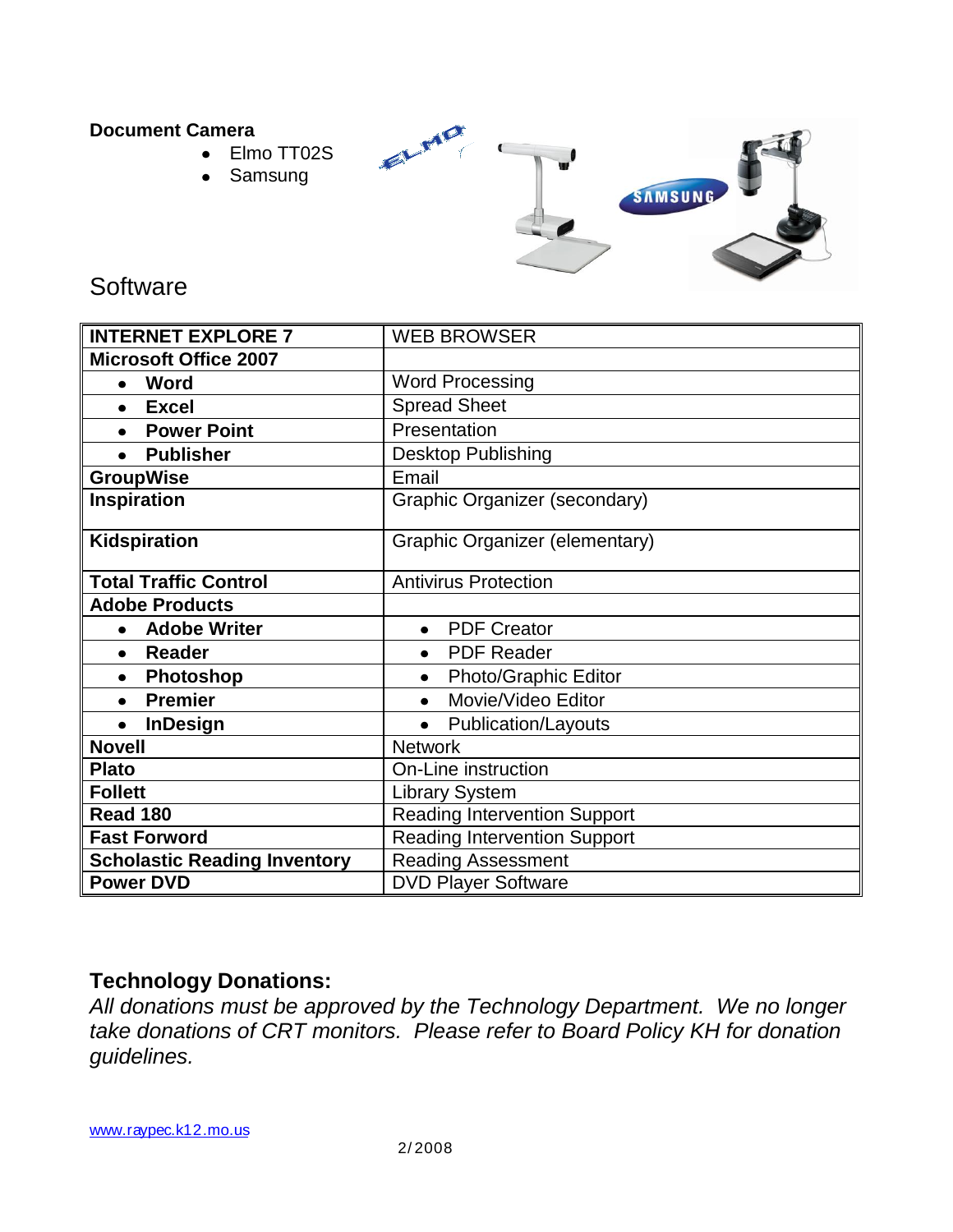**Document Camera**

- Elmo TT02S
- Samsung

## Software

| | |
|---|---|
| **INTERNET EXPLORE 7** | WEB BROWSER |
| **Microsoft Office 2007** | |
| • **Word** | Word Processing |
| • **Excel** | Spread Sheet |
| • **Power Point** | Presentation |
| • **Publisher** | Desktop Publishing |
| **GroupWise** | Email |
| **Inspiration** | Graphic Organizer (secondary) |
| **Kidspiration** | Graphic Organizer (elementary) |
| **Total Traffic Control** | Antivirus Protection |
| **Adobe Products** | |
| • **Adobe Writer** | • PDF Creator |
| • **Reader** | • PDF Reader |
| • **Photoshop** | • Photo/Graphic Editor |
| • **Premier** | • Movie/Video Editor |
| • **InDesign** | • Publication/Layouts |
| **Novell** | Network |
| **Plato** | On-Line instruction |
| **Follett** | Library System |
| **Read 180** | Reading Intervention Support |
| **Fast Forword** | Reading Intervention Support |
| **Scholastic Reading Inventory** | Reading Assessment |
| **Power DVD** | DVD Player Software |

### Technology Donations:

*All donations must be approved by the Technology Department. We no longer take donations of CRT monitors. Please refer to Board Policy KH for donation guidelines.*

www.raypec.k12.mo.us

2/2008